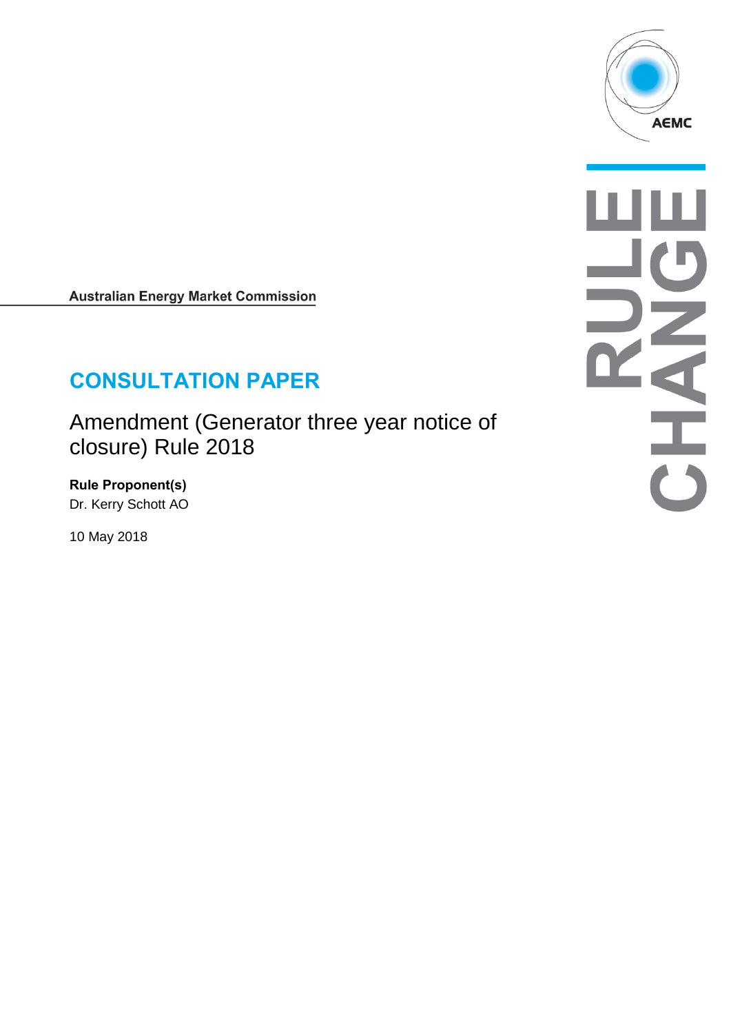Australian Energy Market Commission

# CONSULTATION PAPER

## Amendment (Generator three year notice of closure) Rule 2018

**Rule Proponent(s)**
Dr. Kerry Schott AO

10 May 2018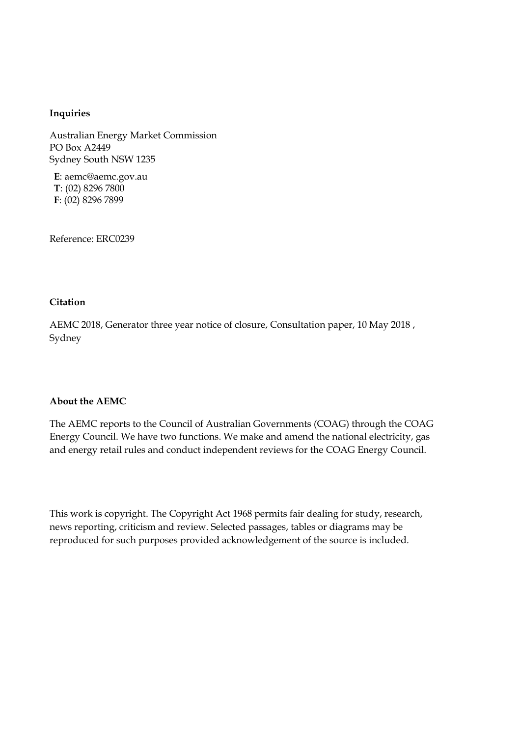**Inquiries**

Australian Energy Market Commission
PO Box A2449
Sydney South NSW 1235

**E**: aemc@aemc.gov.au
**T**: (02) 8296 7800
**F**: (02) 8296 7899

Reference: ERC0239

**Citation**

AEMC 2018, Generator three year notice of closure, Consultation paper, 10 May 2018 , Sydney

**About the AEMC**

The AEMC reports to the Council of Australian Governments (COAG) through the COAG Energy Council. We have two functions. We make and amend the national electricity, gas and energy retail rules and conduct independent reviews for the COAG Energy Council.

This work is copyright. The Copyright Act 1968 permits fair dealing for study, research, news reporting, criticism and review. Selected passages, tables or diagrams may be reproduced for such purposes provided acknowledgement of the source is included.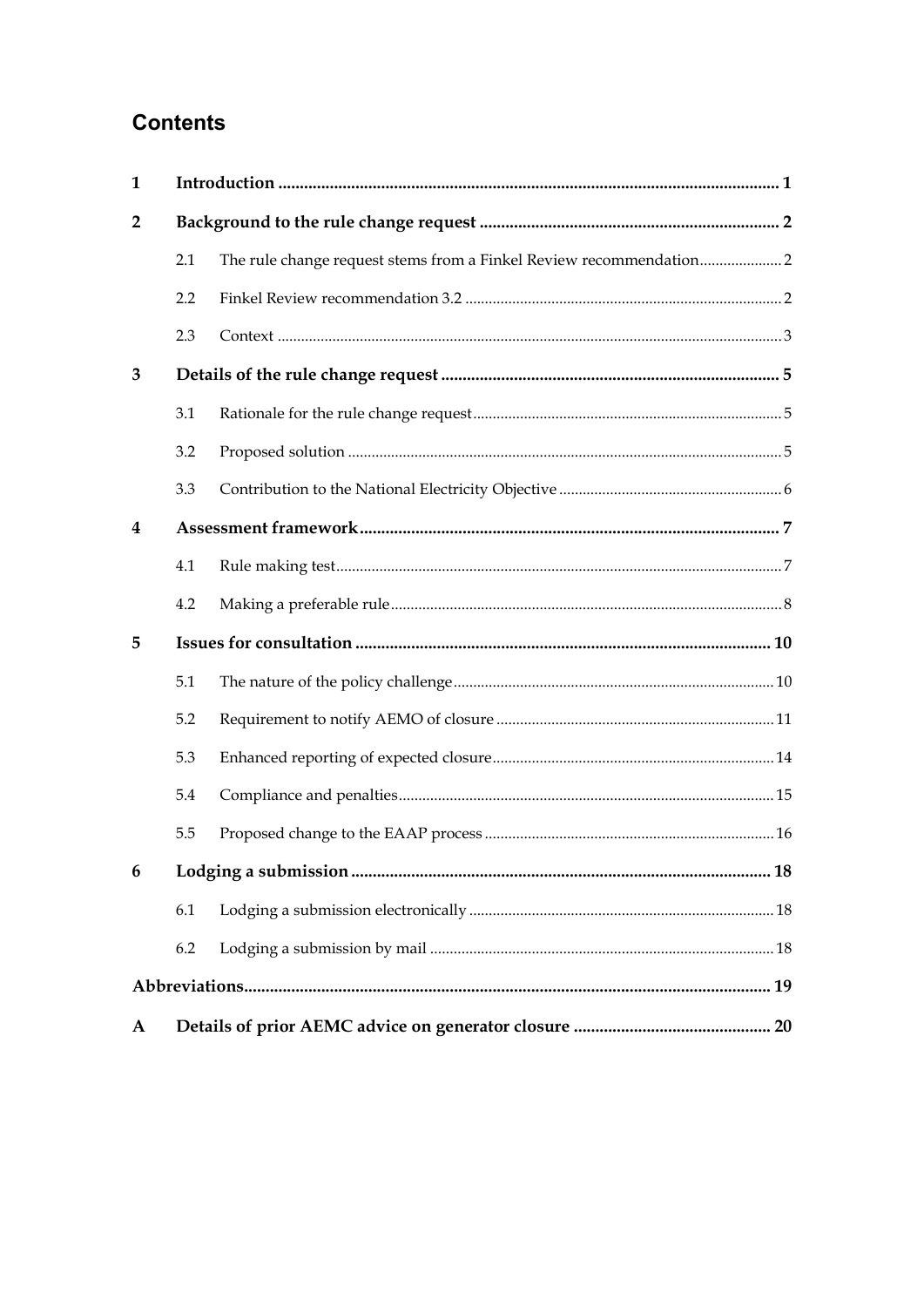## Contents

| | | | |
|---|---|---|---|
| **1** | **Introduction** | | **1** |
| **2** | **Background to the rule change request** | | **2** |
| | 2.1 | The rule change request stems from a Finkel Review recommendation | 2 |
| | 2.2 | Finkel Review recommendation 3.2 | 2 |
| | 2.3 | Context | 3 |
| **3** | **Details of the rule change request** | | **5** |
| | 3.1 | Rationale for the rule change request | 5 |
| | 3.2 | Proposed solution | 5 |
| | 3.3 | Contribution to the National Electricity Objective | 6 |
| **4** | **Assessment framework** | | **7** |
| | 4.1 | Rule making test | 7 |
| | 4.2 | Making a preferable rule | 8 |
| **5** | **Issues for consultation** | | **10** |
| | 5.1 | The nature of the policy challenge | 10 |
| | 5.2 | Requirement to notify AEMO of closure | 11 |
| | 5.3 | Enhanced reporting of expected closure | 14 |
| | 5.4 | Compliance and penalties | 15 |
| | 5.5 | Proposed change to the EAAP process | 16 |
| **6** | **Lodging a submission** | | **18** |
| | 6.1 | Lodging a submission electronically | 18 |
| | 6.2 | Lodging a submission by mail | 18 |
| **Abbreviations** | | | **19** |
| **A** | **Details of prior AEMC advice on generator closure** | | **20** |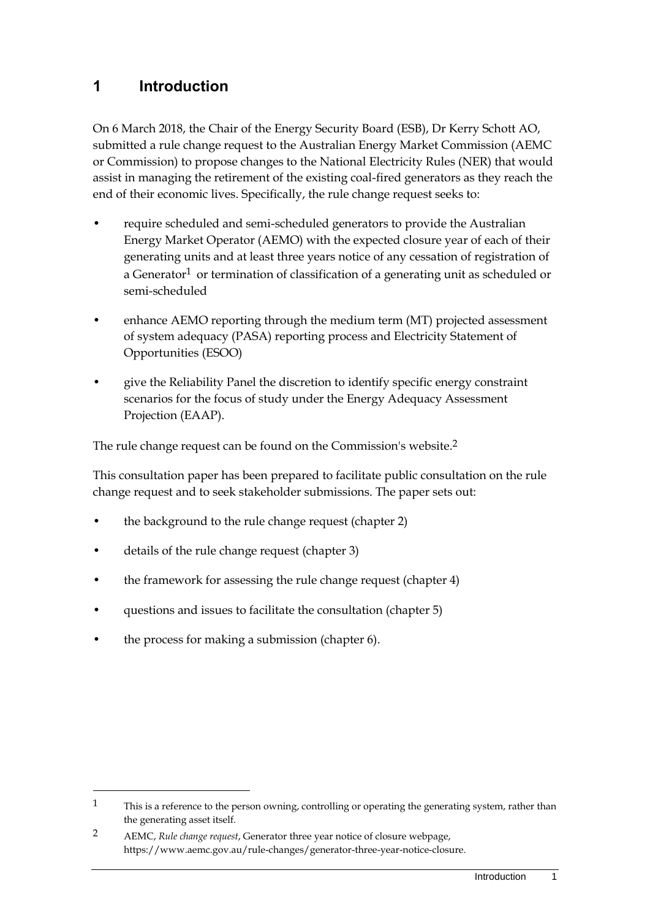# 1 Introduction

On 6 March 2018, the Chair of the Energy Security Board (ESB), Dr Kerry Schott AO, submitted a rule change request to the Australian Energy Market Commission (AEMC or Commission) to propose changes to the National Electricity Rules (NER) that would assist in managing the retirement of the existing coal-fired generators as they reach the end of their economic lives. Specifically, the rule change request seeks to:

- require scheduled and semi-scheduled generators to provide the Australian Energy Market Operator (AEMO) with the expected closure year of each of their generating units and at least three years notice of any cessation of registration of a Generator[1] or termination of classification of a generating unit as scheduled or semi-scheduled
- enhance AEMO reporting through the medium term (MT) projected assessment of system adequacy (PASA) reporting process and Electricity Statement of Opportunities (ESOO)
- give the Reliability Panel the discretion to identify specific energy constraint scenarios for the focus of study under the Energy Adequacy Assessment Projection (EAAP).

The rule change request can be found on the Commission's website.[2]

This consultation paper has been prepared to facilitate public consultation on the rule change request and to seek stakeholder submissions. The paper sets out:

- the background to the rule change request (chapter 2)
- details of the rule change request (chapter 3)
- the framework for assessing the rule change request (chapter 4)
- questions and issues to facilitate the consultation (chapter 5)
- the process for making a submission (chapter 6).

---

1 This is a reference to the person owning, controlling or operating the generating system, rather than the generating asset itself.

2 AEMC, *Rule change request*, Generator three year notice of closure webpage, https://www.aemc.gov.au/rule-changes/generator-three-year-notice-closure.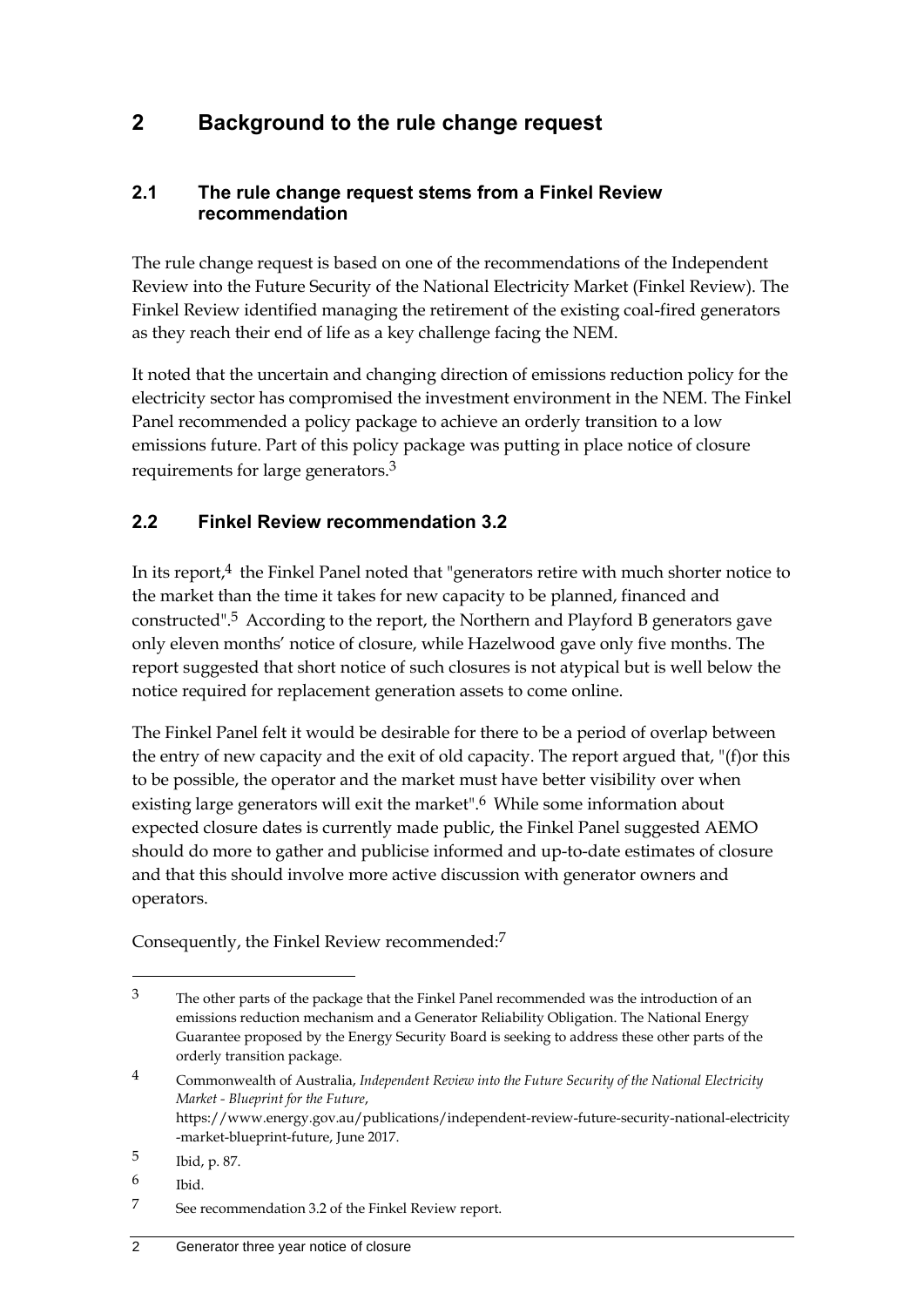# 2 Background to the rule change request

## 2.1 The rule change request stems from a Finkel Review recommendation

The rule change request is based on one of the recommendations of the Independent Review into the Future Security of the National Electricity Market (Finkel Review). The Finkel Review identified managing the retirement of the existing coal-fired generators as they reach their end of life as a key challenge facing the NEM.

It noted that the uncertain and changing direction of emissions reduction policy for the electricity sector has compromised the investment environment in the NEM. The Finkel Panel recommended a policy package to achieve an orderly transition to a low emissions future. Part of this policy package was putting in place notice of closure requirements for large generators.[3]

## 2.2 Finkel Review recommendation 3.2

In its report,[4] the Finkel Panel noted that "generators retire with much shorter notice to the market than the time it takes for new capacity to be planned, financed and constructed".[5] According to the report, the Northern and Playford B generators gave only eleven months' notice of closure, while Hazelwood gave only five months. The report suggested that short notice of such closures is not atypical but is well below the notice required for replacement generation assets to come online.

The Finkel Panel felt it would be desirable for there to be a period of overlap between the entry of new capacity and the exit of old capacity. The report argued that, "(f)or this to be possible, the operator and the market must have better visibility over when existing large generators will exit the market".[6] While some information about expected closure dates is currently made public, the Finkel Panel suggested AEMO should do more to gather and publicise informed and up-to-date estimates of closure and that this should involve more active discussion with generator owners and operators.

Consequently, the Finkel Review recommended:[7]

---

[3] The other parts of the package that the Finkel Panel recommended was the introduction of an emissions reduction mechanism and a Generator Reliability Obligation. The National Energy Guarantee proposed by the Energy Security Board is seeking to address these other parts of the orderly transition package.

[4] Commonwealth of Australia, *Independent Review into the Future Security of the National Electricity Market - Blueprint for the Future*, https://www.energy.gov.au/publications/independent-review-future-security-national-electricity-market-blueprint-future, June 2017.

[5] Ibid, p. 87.

[6] Ibid.

[7] See recommendation 3.2 of the Finkel Review report.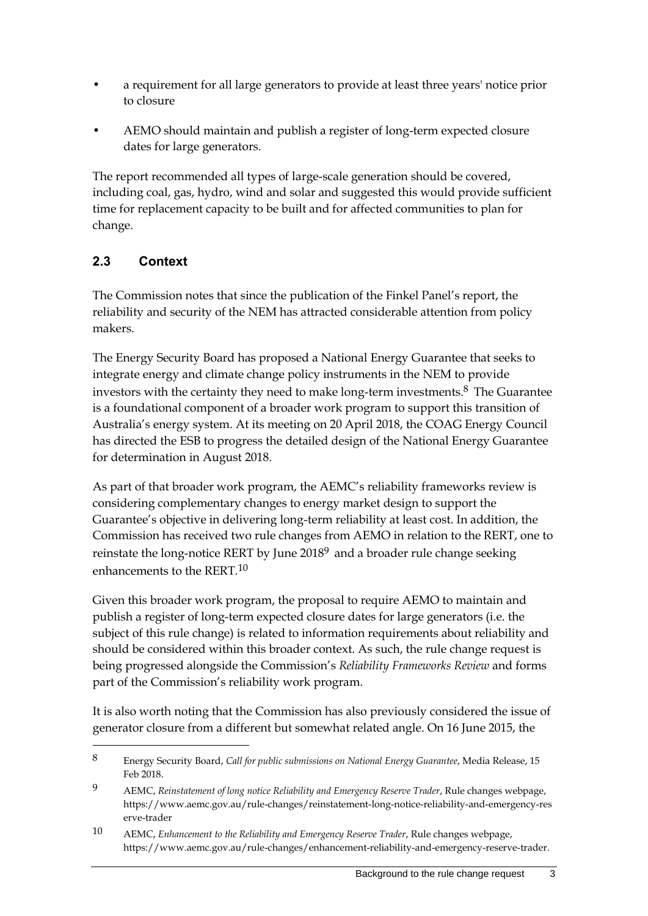- a requirement for all large generators to provide at least three years' notice prior to closure
- AEMO should maintain and publish a register of long-term expected closure dates for large generators.

The report recommended all types of large-scale generation should be covered, including coal, gas, hydro, wind and solar and suggested this would provide sufficient time for replacement capacity to be built and for affected communities to plan for change.

## 2.3 Context

The Commission notes that since the publication of the Finkel Panel's report, the reliability and security of the NEM has attracted considerable attention from policy makers.

The Energy Security Board has proposed a National Energy Guarantee that seeks to integrate energy and climate change policy instruments in the NEM to provide investors with the certainty they need to make long-term investments.[8] The Guarantee is a foundational component of a broader work program to support this transition of Australia's energy system. At its meeting on 20 April 2018, the COAG Energy Council has directed the ESB to progress the detailed design of the National Energy Guarantee for determination in August 2018.

As part of that broader work program, the AEMC's reliability frameworks review is considering complementary changes to energy market design to support the Guarantee's objective in delivering long-term reliability at least cost. In addition, the Commission has received two rule changes from AEMO in relation to the RERT, one to reinstate the long-notice RERT by June 2018[9] and a broader rule change seeking enhancements to the RERT.[10]

Given this broader work program, the proposal to require AEMO to maintain and publish a register of long-term expected closure dates for large generators (i.e. the subject of this rule change) is related to information requirements about reliability and should be considered within this broader context. As such, the rule change request is being progressed alongside the Commission's *Reliability Frameworks Review* and forms part of the Commission's reliability work program.

It is also worth noting that the Commission has also previously considered the issue of generator closure from a different but somewhat related angle. On 16 June 2015, the

---

8 Energy Security Board, *Call for public submissions on National Energy Guarantee*, Media Release, 15 Feb 2018.

9 AEMC, *Reinstatement of long notice Reliability and Emergency Reserve Trader*, Rule changes webpage, https://www.aemc.gov.au/rule-changes/reinstatement-long-notice-reliability-and-emergency-reserve-trader

10 AEMC, *Enhancement to the Reliability and Emergency Reserve Trader*, Rule changes webpage, https://www.aemc.gov.au/rule-changes/enhancement-reliability-and-emergency-reserve-trader.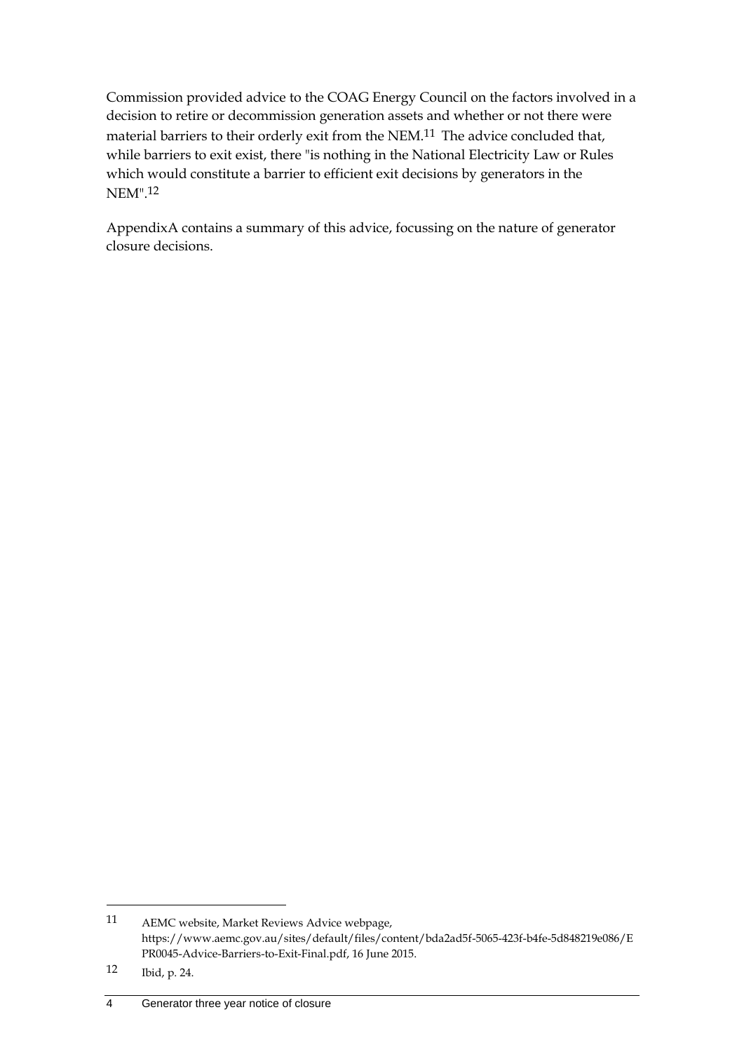Commission provided advice to the COAG Energy Council on the factors involved in a decision to retire or decommission generation assets and whether or not there were material barriers to their orderly exit from the NEM.[11] The advice concluded that, while barriers to exit exist, there "is nothing in the National Electricity Law or Rules which would constitute a barrier to efficient exit decisions by generators in the NEM".[12]

AppendixA contains a summary of this advice, focussing on the nature of generator closure decisions.

---

11 AEMC website, Market Reviews Advice webpage, https://www.aemc.gov.au/sites/default/files/content/bda2ad5f-5065-423f-b4fe-5d848219e086/EPR0045-Advice-Barriers-to-Exit-Final.pdf, 16 June 2015.

12 Ibid, p. 24.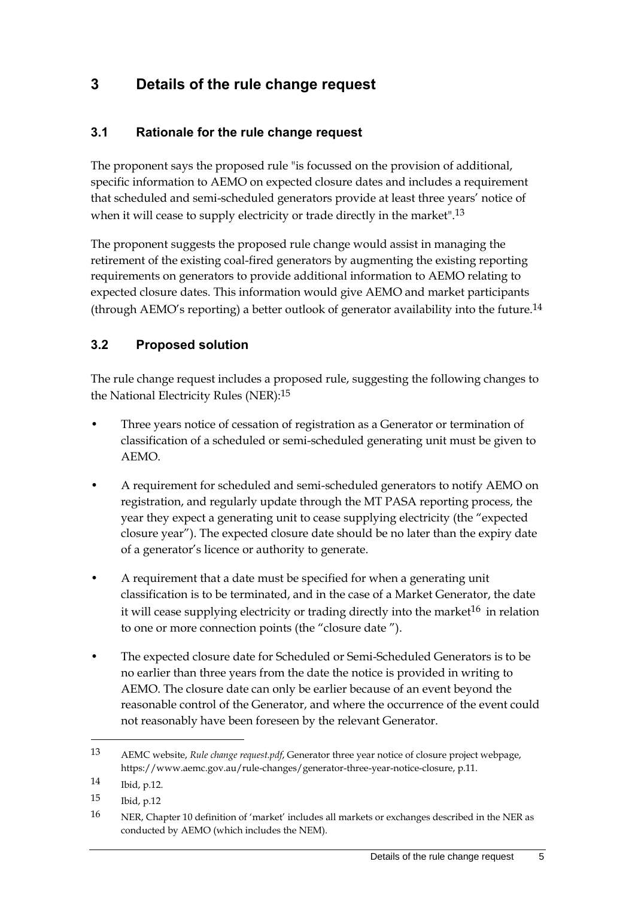# 3 Details of the rule change request

## 3.1 Rationale for the rule change request

The proponent says the proposed rule "is focussed on the provision of additional, specific information to AEMO on expected closure dates and includes a requirement that scheduled and semi-scheduled generators provide at least three years' notice of when it will cease to supply electricity or trade directly in the market".[13]

The proponent suggests the proposed rule change would assist in managing the retirement of the existing coal-fired generators by augmenting the existing reporting requirements on generators to provide additional information to AEMO relating to expected closure dates. This information would give AEMO and market participants (through AEMO's reporting) a better outlook of generator availability into the future.[14]

## 3.2 Proposed solution

The rule change request includes a proposed rule, suggesting the following changes to the National Electricity Rules (NER):[15]

- Three years notice of cessation of registration as a Generator or termination of classification of a scheduled or semi-scheduled generating unit must be given to AEMO.
- A requirement for scheduled and semi-scheduled generators to notify AEMO on registration, and regularly update through the MT PASA reporting process, the year they expect a generating unit to cease supplying electricity (the "expected closure year"). The expected closure date should be no later than the expiry date of a generator's licence or authority to generate.
- A requirement that a date must be specified for when a generating unit classification is to be terminated, and in the case of a Market Generator, the date it will cease supplying electricity or trading directly into the market[16] in relation to one or more connection points (the "closure date ").
- The expected closure date for Scheduled or Semi-Scheduled Generators is to be no earlier than three years from the date the notice is provided in writing to AEMO. The closure date can only be earlier because of an event beyond the reasonable control of the Generator, and where the occurrence of the event could not reasonably have been foreseen by the relevant Generator.

---

13 AEMC website, *Rule change request.pdf*, Generator three year notice of closure project webpage, https://www.aemc.gov.au/rule-changes/generator-three-year-notice-closure, p.11.

14 Ibid, p.12.

15 Ibid, p.12

16 NER, Chapter 10 definition of 'market' includes all markets or exchanges described in the NER as conducted by AEMO (which includes the NEM).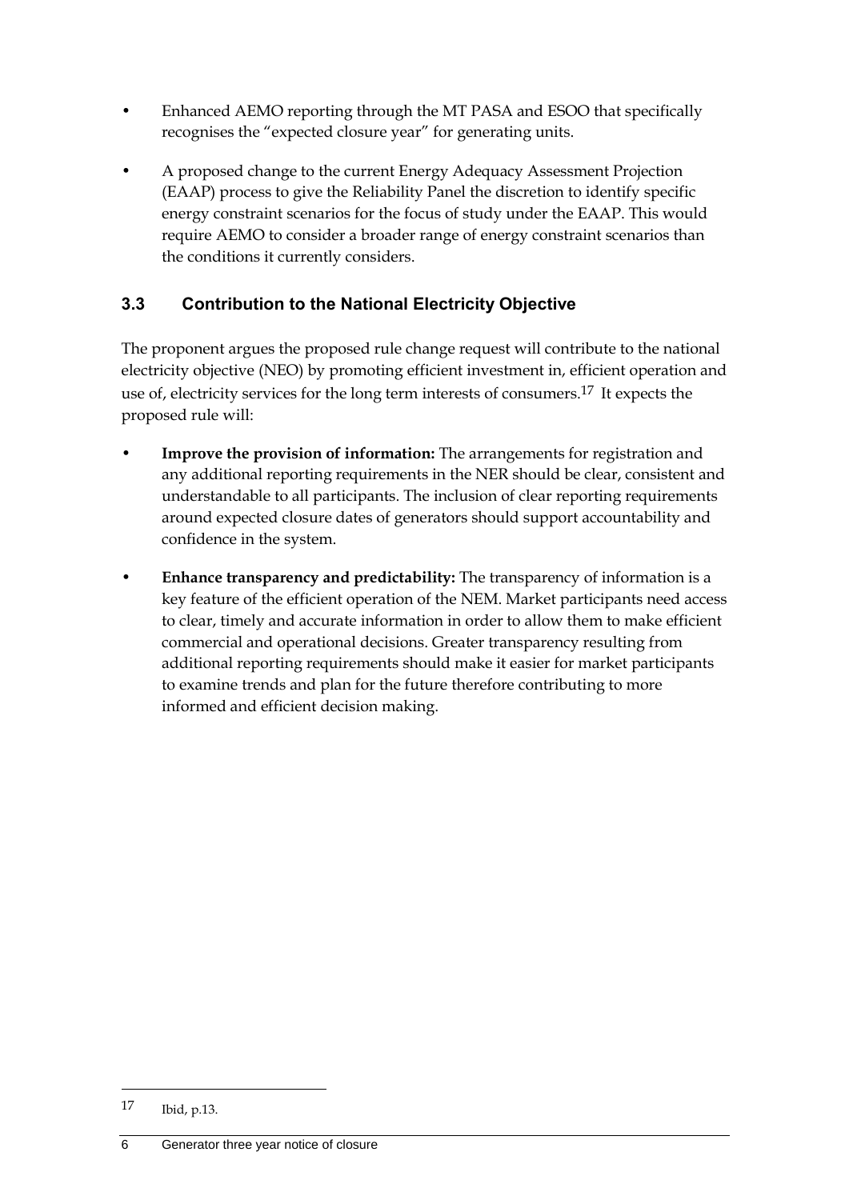- Enhanced AEMO reporting through the MT PASA and ESOO that specifically recognises the "expected closure year" for generating units.
- A proposed change to the current Energy Adequacy Assessment Projection (EAAP) process to give the Reliability Panel the discretion to identify specific energy constraint scenarios for the focus of study under the EAAP. This would require AEMO to consider a broader range of energy constraint scenarios than the conditions it currently considers.

## 3.3 Contribution to the National Electricity Objective

The proponent argues the proposed rule change request will contribute to the national electricity objective (NEO) by promoting efficient investment in, efficient operation and use of, electricity services for the long term interests of consumers.[17] It expects the proposed rule will:

- **Improve the provision of information:** The arrangements for registration and any additional reporting requirements in the NER should be clear, consistent and understandable to all participants. The inclusion of clear reporting requirements around expected closure dates of generators should support accountability and confidence in the system.
- **Enhance transparency and predictability:** The transparency of information is a key feature of the efficient operation of the NEM. Market participants need access to clear, timely and accurate information in order to allow them to make efficient commercial and operational decisions. Greater transparency resulting from additional reporting requirements should make it easier for market participants to examine trends and plan for the future therefore contributing to more informed and efficient decision making.

---

17 Ibid, p.13.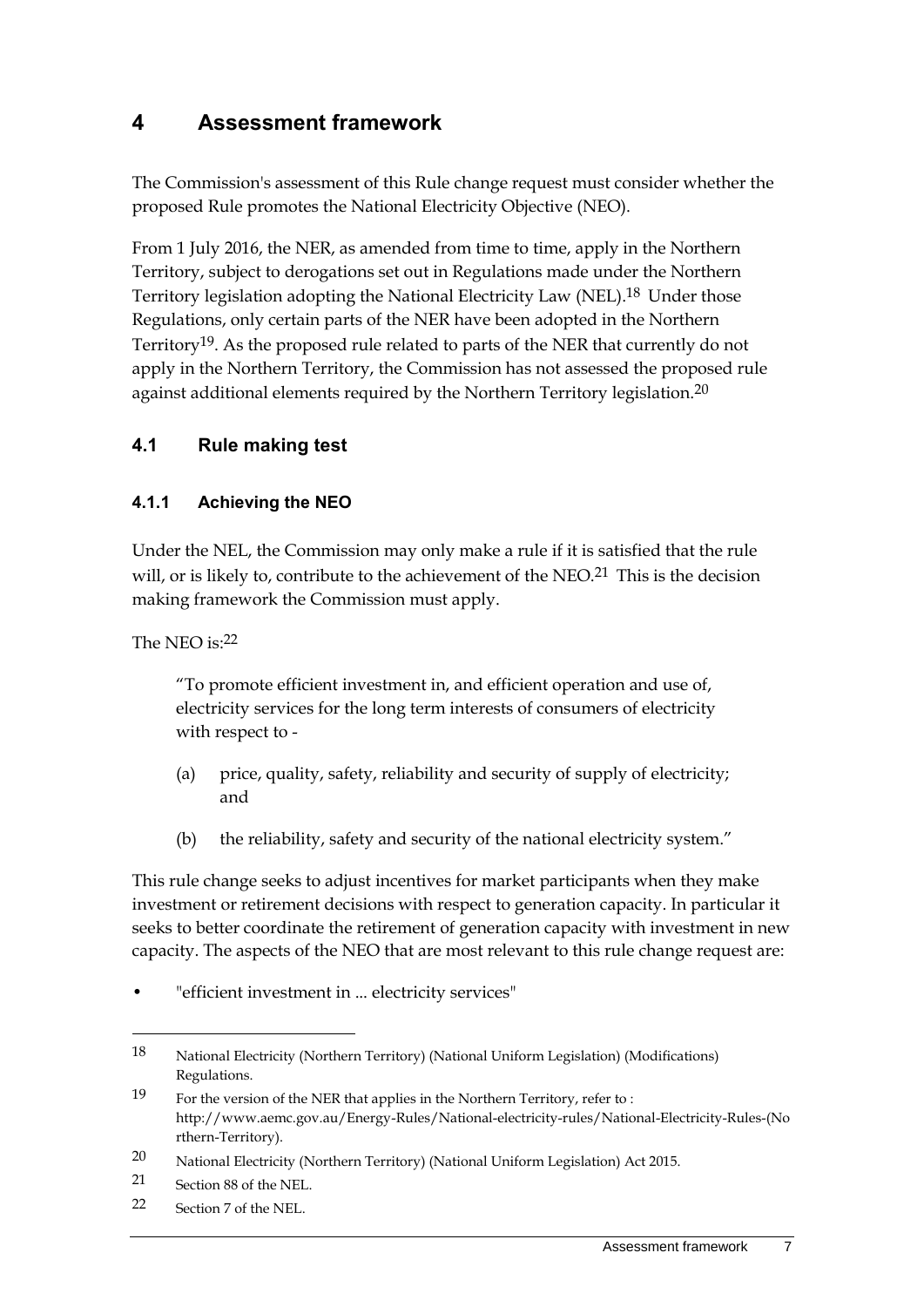# 4 Assessment framework

The Commission's assessment of this Rule change request must consider whether the proposed Rule promotes the National Electricity Objective (NEO).

From 1 July 2016, the NER, as amended from time to time, apply in the Northern Territory, subject to derogations set out in Regulations made under the Northern Territory legislation adopting the National Electricity Law (NEL).[18] Under those Regulations, only certain parts of the NER have been adopted in the Northern Territory[19]. As the proposed rule related to parts of the NER that currently do not apply in the Northern Territory, the Commission has not assessed the proposed rule against additional elements required by the Northern Territory legislation.[20]

## 4.1 Rule making test

### 4.1.1 Achieving the NEO

Under the NEL, the Commission may only make a rule if it is satisfied that the rule will, or is likely to, contribute to the achievement of the NEO.[21] This is the decision making framework the Commission must apply.

The NEO is:[22]

> "To promote efficient investment in, and efficient operation and use of, electricity services for the long term interests of consumers of electricity with respect to -
>
> (a) price, quality, safety, reliability and security of supply of electricity; and
>
> (b) the reliability, safety and security of the national electricity system."

This rule change seeks to adjust incentives for market participants when they make investment or retirement decisions with respect to generation capacity. In particular it seeks to better coordinate the retirement of generation capacity with investment in new capacity. The aspects of the NEO that are most relevant to this rule change request are:

- "efficient investment in ... electricity services"

---

18 National Electricity (Northern Territory) (National Uniform Legislation) (Modifications) Regulations.

19 For the version of the NER that applies in the Northern Territory, refer to : http://www.aemc.gov.au/Energy-Rules/National-electricity-rules/National-Electricity-Rules-(Northern-Territory).

20 National Electricity (Northern Territory) (National Uniform Legislation) Act 2015.

21 Section 88 of the NEL.

22 Section 7 of the NEL.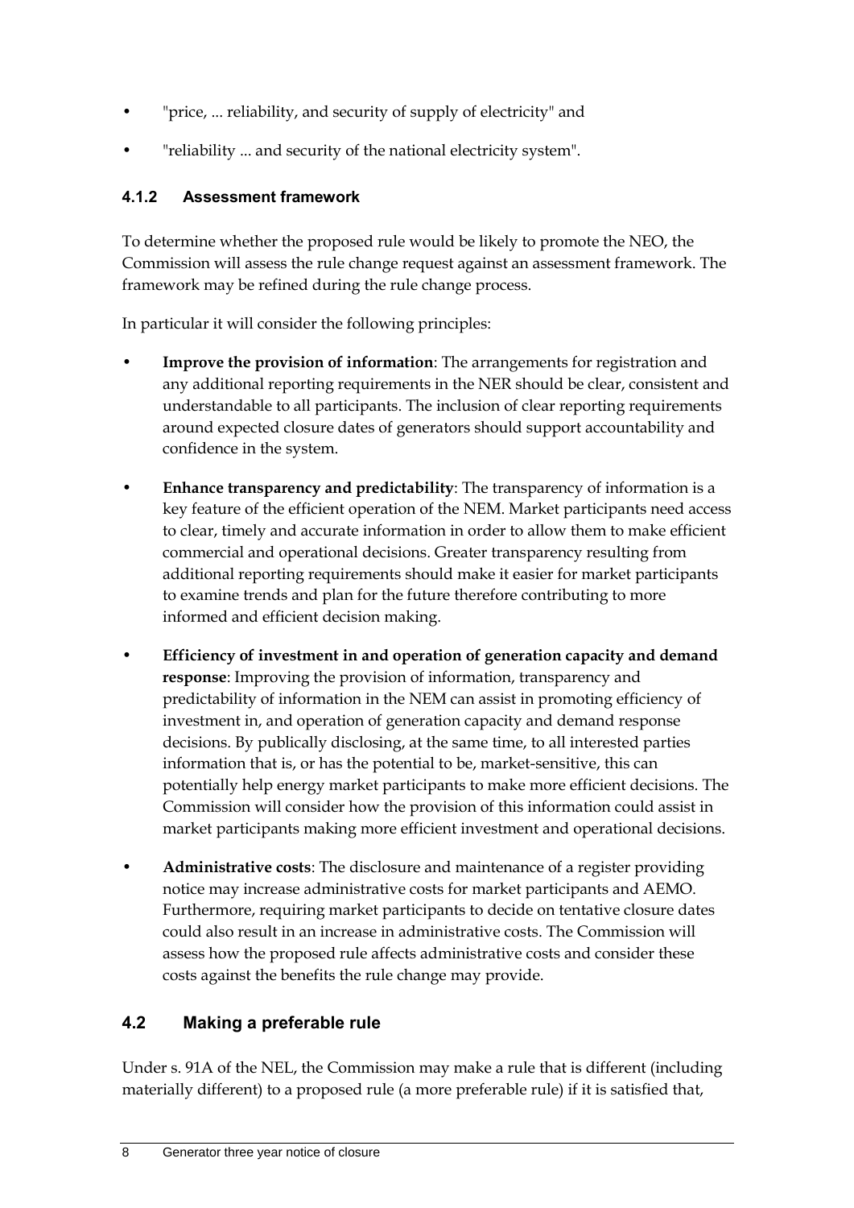- "price, ... reliability, and security of supply of electricity" and
- "reliability ... and security of the national electricity system".

### 4.1.2 Assessment framework

To determine whether the proposed rule would be likely to promote the NEO, the Commission will assess the rule change request against an assessment framework. The framework may be refined during the rule change process.

In particular it will consider the following principles:

- **Improve the provision of information**: The arrangements for registration and any additional reporting requirements in the NER should be clear, consistent and understandable to all participants. The inclusion of clear reporting requirements around expected closure dates of generators should support accountability and confidence in the system.
- **Enhance transparency and predictability**: The transparency of information is a key feature of the efficient operation of the NEM. Market participants need access to clear, timely and accurate information in order to allow them to make efficient commercial and operational decisions. Greater transparency resulting from additional reporting requirements should make it easier for market participants to examine trends and plan for the future therefore contributing to more informed and efficient decision making.
- **Efficiency of investment in and operation of generation capacity and demand response**: Improving the provision of information, transparency and predictability of information in the NEM can assist in promoting efficiency of investment in, and operation of generation capacity and demand response decisions. By publically disclosing, at the same time, to all interested parties information that is, or has the potential to be, market-sensitive, this can potentially help energy market participants to make more efficient decisions. The Commission will consider how the provision of this information could assist in market participants making more efficient investment and operational decisions.
- **Administrative costs**: The disclosure and maintenance of a register providing notice may increase administrative costs for market participants and AEMO. Furthermore, requiring market participants to decide on tentative closure dates could also result in an increase in administrative costs. The Commission will assess how the proposed rule affects administrative costs and consider these costs against the benefits the rule change may provide.

## 4.2 Making a preferable rule

Under s. 91A of the NEL, the Commission may make a rule that is different (including materially different) to a proposed rule (a more preferable rule) if it is satisfied that,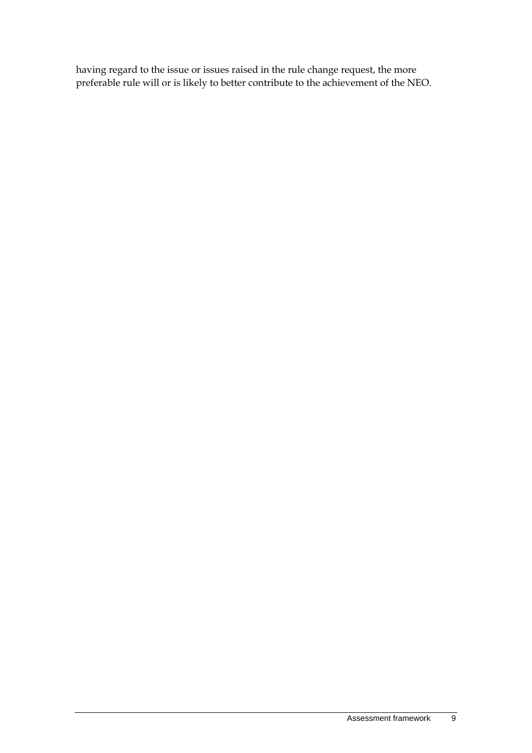having regard to the issue or issues raised in the rule change request, the more preferable rule will or is likely to better contribute to the achievement of the NEO.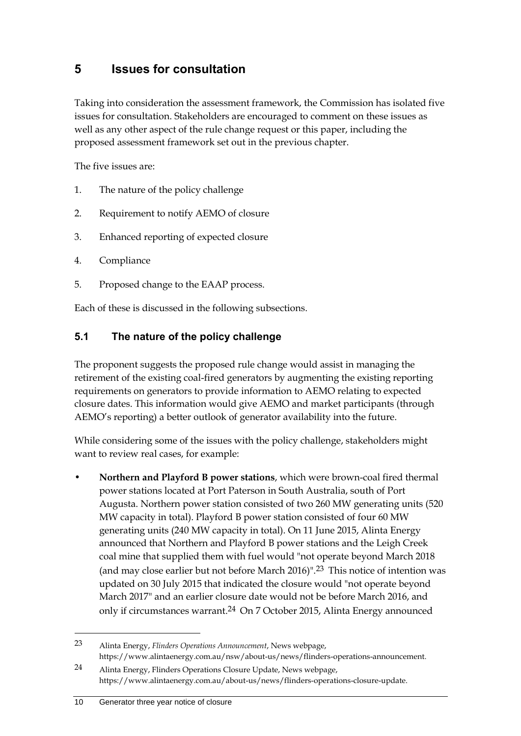# 5 Issues for consultation

Taking into consideration the assessment framework, the Commission has isolated five issues for consultation. Stakeholders are encouraged to comment on these issues as well as any other aspect of the rule change request or this paper, including the proposed assessment framework set out in the previous chapter.

The five issues are:

1. The nature of the policy challenge
2. Requirement to notify AEMO of closure
3. Enhanced reporting of expected closure
4. Compliance
5. Proposed change to the EAAP process.

Each of these is discussed in the following subsections.

## 5.1 The nature of the policy challenge

The proponent suggests the proposed rule change would assist in managing the retirement of the existing coal-fired generators by augmenting the existing reporting requirements on generators to provide information to AEMO relating to expected closure dates. This information would give AEMO and market participants (through AEMO's reporting) a better outlook of generator availability into the future.

While considering some of the issues with the policy challenge, stakeholders might want to review real cases, for example:

- **Northern and Playford B power stations**, which were brown-coal fired thermal power stations located at Port Paterson in South Australia, south of Port Augusta. Northern power station consisted of two 260 MW generating units (520 MW capacity in total). Playford B power station consisted of four 60 MW generating units (240 MW capacity in total). On 11 June 2015, Alinta Energy announced that Northern and Playford B power stations and the Leigh Creek coal mine that supplied them with fuel would "not operate beyond March 2018 (and may close earlier but not before March 2016)".[23] This notice of intention was updated on 30 July 2015 that indicated the closure would "not operate beyond March 2017" and an earlier closure date would not be before March 2016, and only if circumstances warrant.[24] On 7 October 2015, Alinta Energy announced

---

23 Alinta Energy, *Flinders Operations Announcement*, News webpage, https://www.alintaenergy.com.au/nsw/about-us/news/flinders-operations-announcement.

24 Alinta Energy, Flinders Operations Closure Update, News webpage, https://www.alintaenergy.com.au/about-us/news/flinders-operations-closure-update.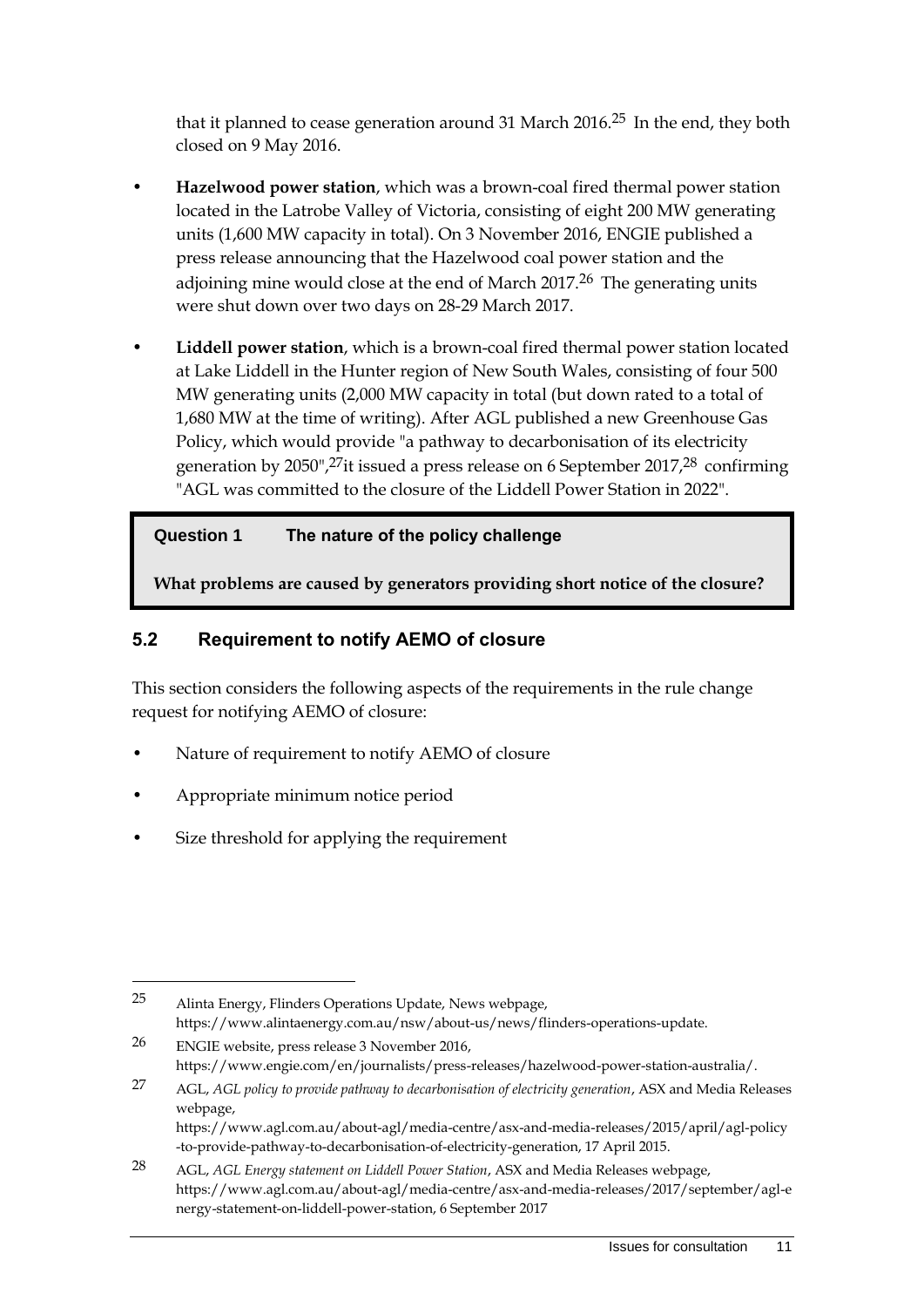that it planned to cease generation around 31 March 2016.[25] In the end, they both closed on 9 May 2016.

- **Hazelwood power station**, which was a brown-coal fired thermal power station located in the Latrobe Valley of Victoria, consisting of eight 200 MW generating units (1,600 MW capacity in total). On 3 November 2016, ENGIE published a press release announcing that the Hazelwood coal power station and the adjoining mine would close at the end of March 2017.[26] The generating units were shut down over two days on 28-29 March 2017.
- **Liddell power station**, which is a brown-coal fired thermal power station located at Lake Liddell in the Hunter region of New South Wales, consisting of four 500 MW generating units (2,000 MW capacity in total (but down rated to a total of 1,680 MW at the time of writing). After AGL published a new Greenhouse Gas Policy, which would provide "a pathway to decarbonisation of its electricity generation by 2050",[27] it issued a press release on 6 September 2017,[28] confirming "AGL was committed to the closure of the Liddell Power Station in 2022".

**Question 1 The nature of the policy challenge**

**What problems are caused by generators providing short notice of the closure?**

## 5.2 Requirement to notify AEMO of closure

This section considers the following aspects of the requirements in the rule change request for notifying AEMO of closure:

- Nature of requirement to notify AEMO of closure
- Appropriate minimum notice period
- Size threshold for applying the requirement

---

25 Alinta Energy, Flinders Operations Update, News webpage, https://www.alintaenergy.com.au/nsw/about-us/news/flinders-operations-update.

26 ENGIE website, press release 3 November 2016, https://www.engie.com/en/journalists/press-releases/hazelwood-power-station-australia/.

27 AGL, *AGL policy to provide pathway to decarbonisation of electricity generation*, ASX and Media Releases webpage, https://www.agl.com.au/about-agl/media-centre/asx-and-media-releases/2015/april/agl-policy-to-provide-pathway-to-decarbonisation-of-electricity-generation, 17 April 2015.

28 AGL, *AGL Energy statement on Liddell Power Station*, ASX and Media Releases webpage, https://www.agl.com.au/about-agl/media-centre/asx-and-media-releases/2017/september/agl-energy-statement-on-liddell-power-station, 6 September 2017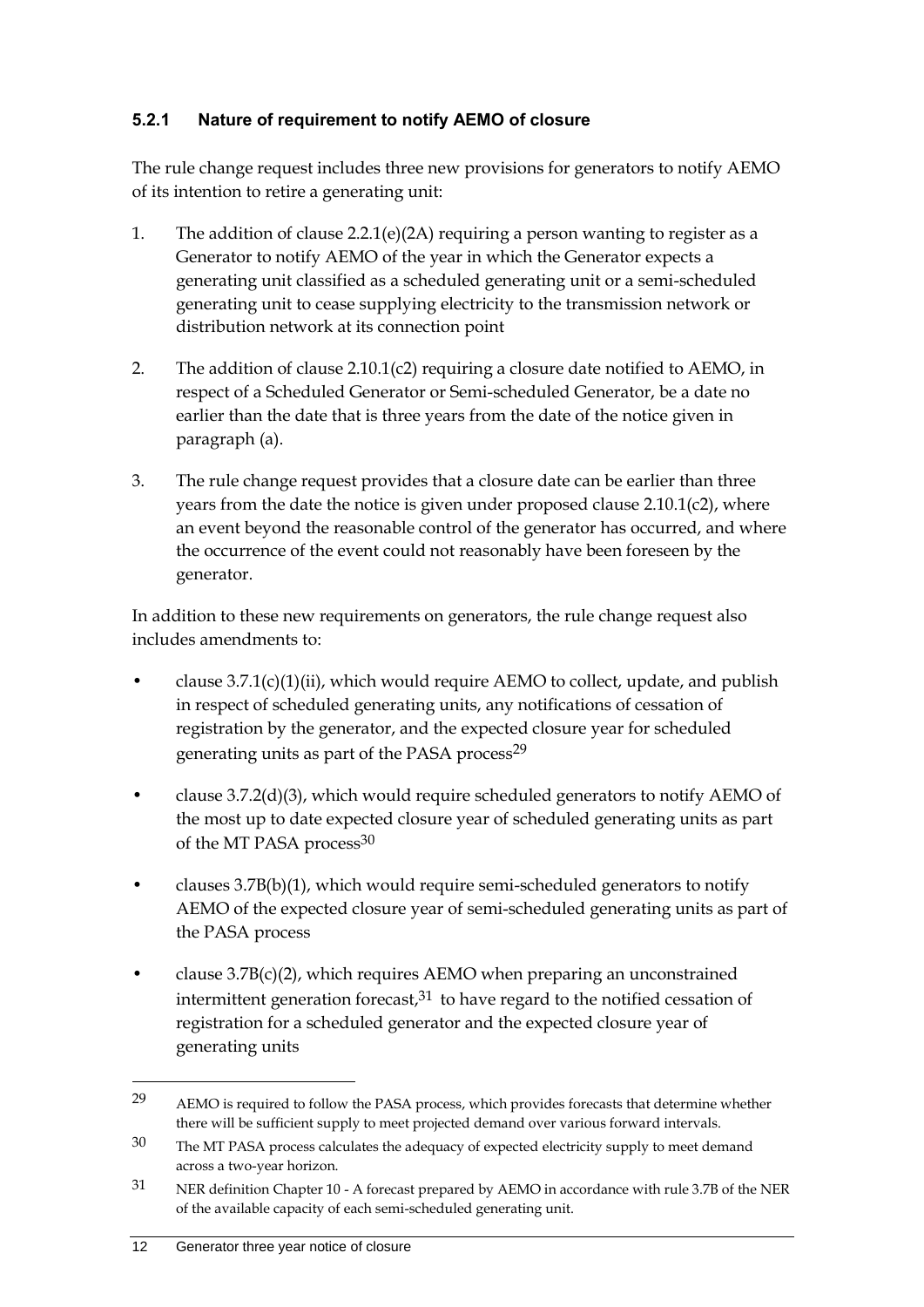### 5.2.1 Nature of requirement to notify AEMO of closure

The rule change request includes three new provisions for generators to notify AEMO of its intention to retire a generating unit:

1. The addition of clause 2.2.1(e)(2A) requiring a person wanting to register as a Generator to notify AEMO of the year in which the Generator expects a generating unit classified as a scheduled generating unit or a semi-scheduled generating unit to cease supplying electricity to the transmission network or distribution network at its connection point
2. The addition of clause 2.10.1(c2) requiring a closure date notified to AEMO, in respect of a Scheduled Generator or Semi-scheduled Generator, be a date no earlier than the date that is three years from the date of the notice given in paragraph (a).
3. The rule change request provides that a closure date can be earlier than three years from the date the notice is given under proposed clause 2.10.1(c2), where an event beyond the reasonable control of the generator has occurred, and where the occurrence of the event could not reasonably have been foreseen by the generator.

In addition to these new requirements on generators, the rule change request also includes amendments to:

- clause 3.7.1(c)(1)(ii), which would require AEMO to collect, update, and publish in respect of scheduled generating units, any notifications of cessation of registration by the generator, and the expected closure year for scheduled generating units as part of the PASA process[29]
- clause 3.7.2(d)(3), which would require scheduled generators to notify AEMO of the most up to date expected closure year of scheduled generating units as part of the MT PASA process[30]
- clauses 3.7B(b)(1), which would require semi-scheduled generators to notify AEMO of the expected closure year of semi-scheduled generating units as part of the PASA process
- clause 3.7B(c)(2), which requires AEMO when preparing an unconstrained intermittent generation forecast,[31] to have regard to the notified cessation of registration for a scheduled generator and the expected closure year of generating units

---

29 AEMO is required to follow the PASA process, which provides forecasts that determine whether there will be sufficient supply to meet projected demand over various forward intervals.

30 The MT PASA process calculates the adequacy of expected electricity supply to meet demand across a two-year horizon.

31 NER definition Chapter 10 - A forecast prepared by AEMO in accordance with rule 3.7B of the NER of the available capacity of each semi-scheduled generating unit.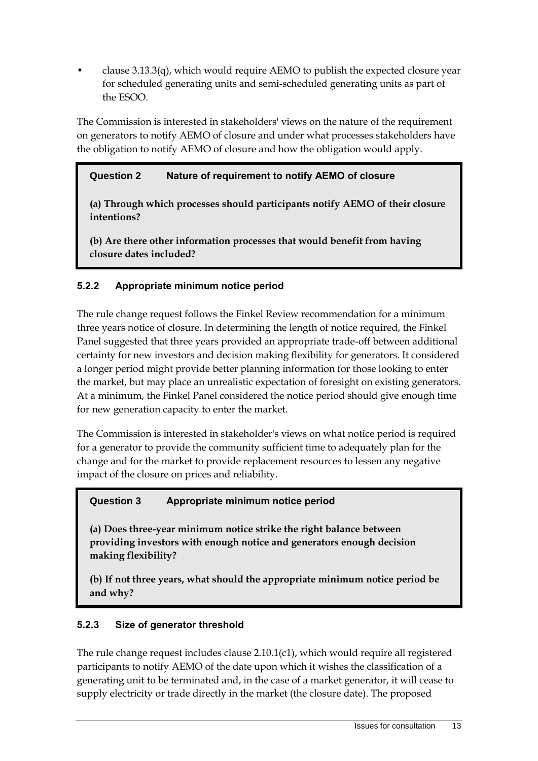- clause 3.13.3(q), which would require AEMO to publish the expected closure year for scheduled generating units and semi-scheduled generating units as part of the ESOO.

The Commission is interested in stakeholders' views on the nature of the requirement on generators to notify AEMO of closure and under what processes stakeholders have the obligation to notify AEMO of closure and how the obligation would apply.

> **Question 2 Nature of requirement to notify AEMO of closure**
>
> **(a) Through which processes should participants notify AEMO of their closure intentions?**
>
> **(b) Are there other information processes that would benefit from having closure dates included?**

### 5.2.2 Appropriate minimum notice period

The rule change request follows the Finkel Review recommendation for a minimum three years notice of closure. In determining the length of notice required, the Finkel Panel suggested that three years provided an appropriate trade-off between additional certainty for new investors and decision making flexibility for generators. It considered a longer period might provide better planning information for those looking to enter the market, but may place an unrealistic expectation of foresight on existing generators. At a minimum, the Finkel Panel considered the notice period should give enough time for new generation capacity to enter the market.

The Commission is interested in stakeholder's views on what notice period is required for a generator to provide the community sufficient time to adequately plan for the change and for the market to provide replacement resources to lessen any negative impact of the closure on prices and reliability.

> **Question 3 Appropriate minimum notice period**
>
> **(a) Does three-year minimum notice strike the right balance between providing investors with enough notice and generators enough decision making flexibility?**
>
> **(b) If not three years, what should the appropriate minimum notice period be and why?**

### 5.2.3 Size of generator threshold

The rule change request includes clause 2.10.1(c1), which would require all registered participants to notify AEMO of the date upon which it wishes the classification of a generating unit to be terminated and, in the case of a market generator, it will cease to supply electricity or trade directly in the market (the closure date). The proposed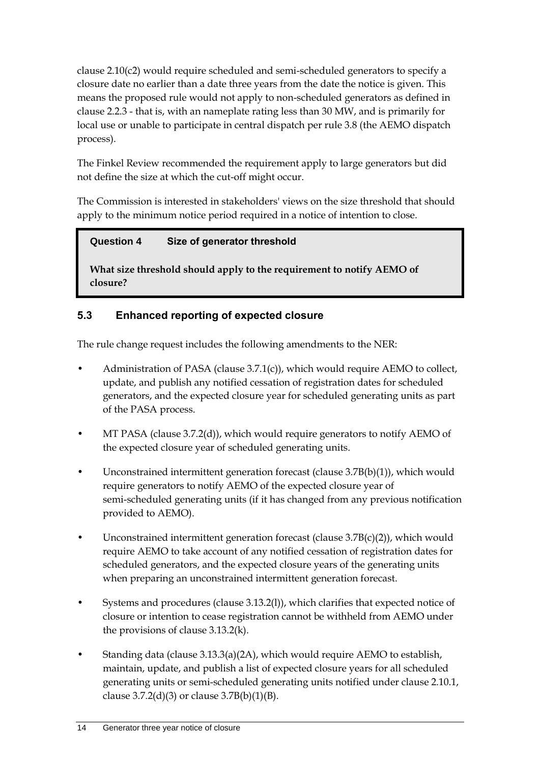clause 2.10(c2) would require scheduled and semi-scheduled generators to specify a closure date no earlier than a date three years from the date the notice is given. This means the proposed rule would not apply to non-scheduled generators as defined in clause 2.2.3 - that is, with an nameplate rating less than 30 MW, and is primarily for local use or unable to participate in central dispatch per rule 3.8 (the AEMO dispatch process).

The Finkel Review recommended the requirement apply to large generators but did not define the size at which the cut-off might occur.

The Commission is interested in stakeholders' views on the size threshold that should apply to the minimum notice period required in a notice of intention to close.

> **Question 4 Size of generator threshold**
>
> **What size threshold should apply to the requirement to notify AEMO of closure?**

## 5.3 Enhanced reporting of expected closure

The rule change request includes the following amendments to the NER:

- Administration of PASA (clause 3.7.1(c)), which would require AEMO to collect, update, and publish any notified cessation of registration dates for scheduled generators, and the expected closure year for scheduled generating units as part of the PASA process.
- MT PASA (clause 3.7.2(d)), which would require generators to notify AEMO of the expected closure year of scheduled generating units.
- Unconstrained intermittent generation forecast (clause 3.7B(b)(1)), which would require generators to notify AEMO of the expected closure year of semi-scheduled generating units (if it has changed from any previous notification provided to AEMO).
- Unconstrained intermittent generation forecast (clause 3.7B(c)(2)), which would require AEMO to take account of any notified cessation of registration dates for scheduled generators, and the expected closure years of the generating units when preparing an unconstrained intermittent generation forecast.
- Systems and procedures (clause 3.13.2(l)), which clarifies that expected notice of closure or intention to cease registration cannot be withheld from AEMO under the provisions of clause 3.13.2(k).
- Standing data (clause 3.13.3(a)(2A), which would require AEMO to establish, maintain, update, and publish a list of expected closure years for all scheduled generating units or semi-scheduled generating units notified under clause 2.10.1, clause 3.7.2(d)(3) or clause 3.7B(b)(1)(B).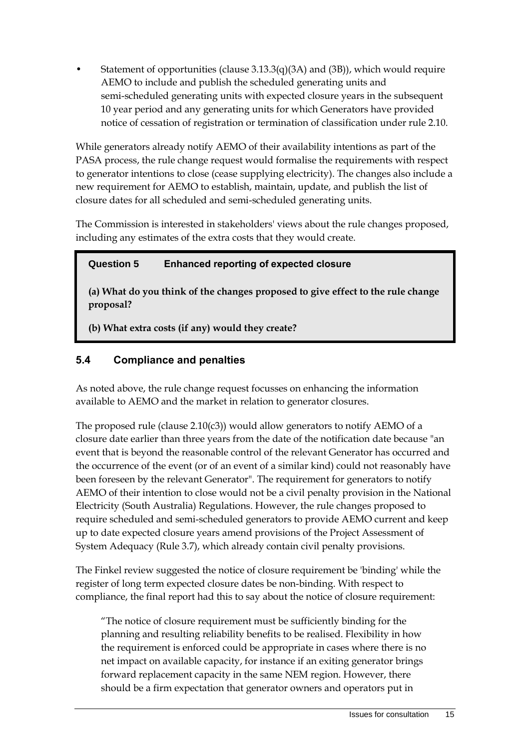- Statement of opportunities (clause 3.13.3(q)(3A) and (3B)), which would require AEMO to include and publish the scheduled generating units and semi-scheduled generating units with expected closure years in the subsequent 10 year period and any generating units for which Generators have provided notice of cessation of registration or termination of classification under rule 2.10.

While generators already notify AEMO of their availability intentions as part of the PASA process, the rule change request would formalise the requirements with respect to generator intentions to close (cease supplying electricity). The changes also include a new requirement for AEMO to establish, maintain, update, and publish the list of closure dates for all scheduled and semi-scheduled generating units.

The Commission is interested in stakeholders' views about the rule changes proposed, including any estimates of the extra costs that they would create.

> **Question 5 Enhanced reporting of expected closure**
>
> **(a) What do you think of the changes proposed to give effect to the rule change proposal?**
>
> **(b) What extra costs (if any) would they create?**

## 5.4 Compliance and penalties

As noted above, the rule change request focusses on enhancing the information available to AEMO and the market in relation to generator closures.

The proposed rule (clause 2.10(c3)) would allow generators to notify AEMO of a closure date earlier than three years from the date of the notification date because "an event that is beyond the reasonable control of the relevant Generator has occurred and the occurrence of the event (or of an event of a similar kind) could not reasonably have been foreseen by the relevant Generator". The requirement for generators to notify AEMO of their intention to close would not be a civil penalty provision in the National Electricity (South Australia) Regulations. However, the rule changes proposed to require scheduled and semi-scheduled generators to provide AEMO current and keep up to date expected closure years amend provisions of the Project Assessment of System Adequacy (Rule 3.7), which already contain civil penalty provisions.

The Finkel review suggested the notice of closure requirement be 'binding' while the register of long term expected closure dates be non-binding. With respect to compliance, the final report had this to say about the notice of closure requirement:

> "The notice of closure requirement must be sufficiently binding for the planning and resulting reliability benefits to be realised. Flexibility in how the requirement is enforced could be appropriate in cases where there is no net impact on available capacity, for instance if an exiting generator brings forward replacement capacity in the same NEM region. However, there should be a firm expectation that generator owners and operators put in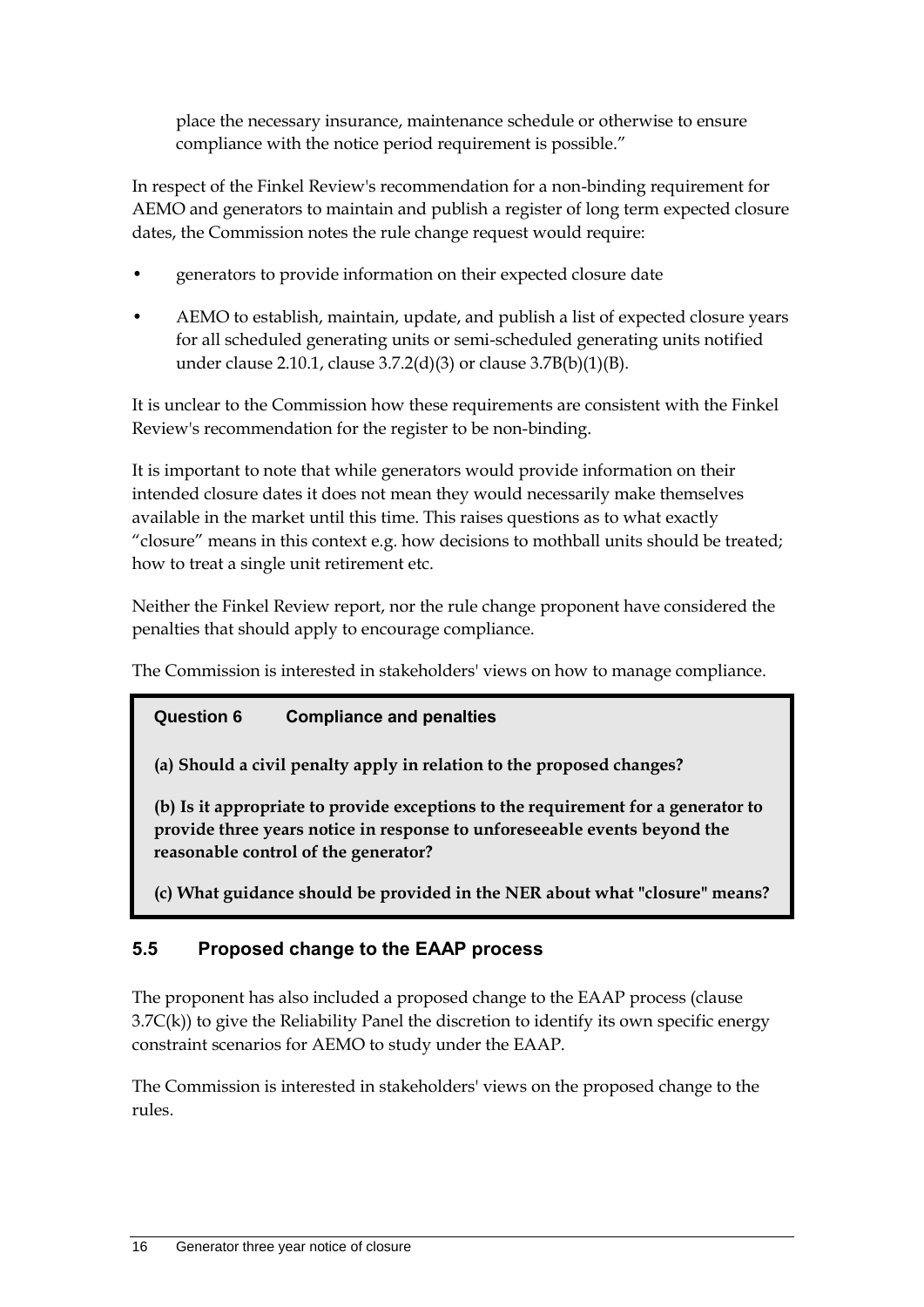place the necessary insurance, maintenance schedule or otherwise to ensure compliance with the notice period requirement is possible."

In respect of the Finkel Review's recommendation for a non-binding requirement for AEMO and generators to maintain and publish a register of long term expected closure dates, the Commission notes the rule change request would require:

- generators to provide information on their expected closure date
- AEMO to establish, maintain, update, and publish a list of expected closure years for all scheduled generating units or semi-scheduled generating units notified under clause 2.10.1, clause 3.7.2(d)(3) or clause 3.7B(b)(1)(B).

It is unclear to the Commission how these requirements are consistent with the Finkel Review's recommendation for the register to be non-binding.

It is important to note that while generators would provide information on their intended closure dates it does not mean they would necessarily make themselves available in the market until this time. This raises questions as to what exactly "closure" means in this context e.g. how decisions to mothball units should be treated; how to treat a single unit retirement etc.

Neither the Finkel Review report, nor the rule change proponent have considered the penalties that should apply to encourage compliance.

The Commission is interested in stakeholders' views on how to manage compliance.

> **Question 6 Compliance and penalties**
>
> **(a) Should a civil penalty apply in relation to the proposed changes?**
>
> **(b) Is it appropriate to provide exceptions to the requirement for a generator to provide three years notice in response to unforeseeable events beyond the reasonable control of the generator?**
>
> **(c) What guidance should be provided in the NER about what "closure" means?**

## 5.5 Proposed change to the EAAP process

The proponent has also included a proposed change to the EAAP process (clause 3.7C(k)) to give the Reliability Panel the discretion to identify its own specific energy constraint scenarios for AEMO to study under the EAAP.

The Commission is interested in stakeholders' views on the proposed change to the rules.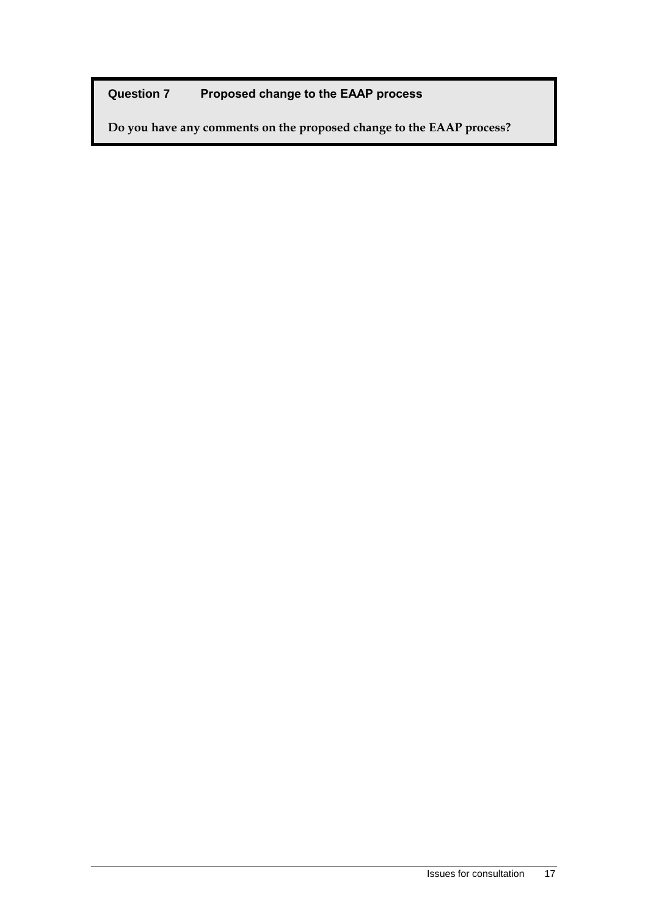**Question 7 Proposed change to the EAAP process**

**Do you have any comments on the proposed change to the EAAP process?**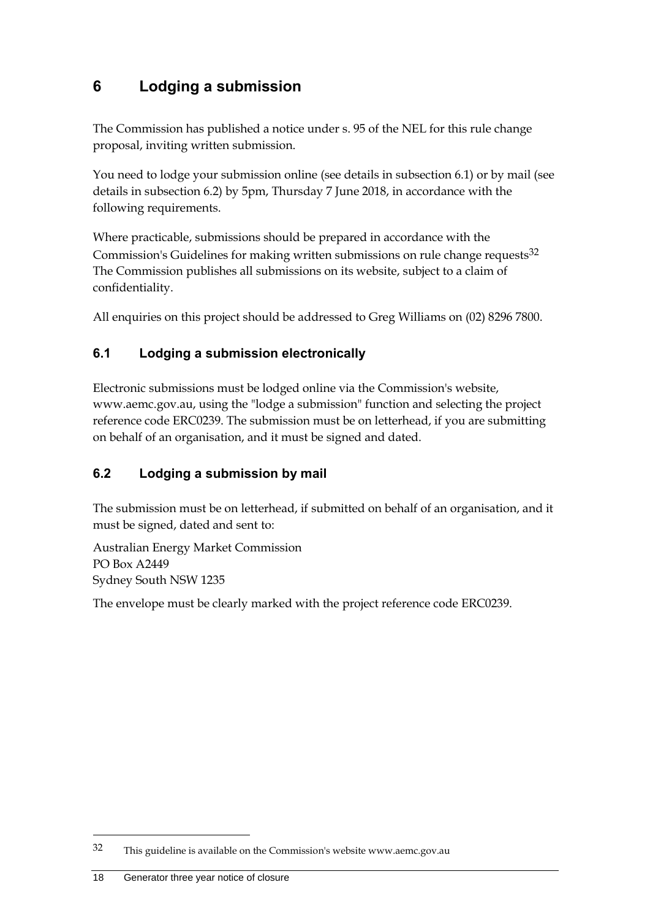# 6 Lodging a submission

The Commission has published a notice under s. 95 of the NEL for this rule change proposal, inviting written submission.

You need to lodge your submission online (see details in subsection 6.1) or by mail (see details in subsection 6.2) by 5pm, Thursday 7 June 2018, in accordance with the following requirements.

Where practicable, submissions should be prepared in accordance with the Commission's Guidelines for making written submissions on rule change requests[32] The Commission publishes all submissions on its website, subject to a claim of confidentiality.

All enquiries on this project should be addressed to Greg Williams on (02) 8296 7800.

## 6.1 Lodging a submission electronically

Electronic submissions must be lodged online via the Commission's website, www.aemc.gov.au, using the "lodge a submission" function and selecting the project reference code ERC0239. The submission must be on letterhead, if you are submitting on behalf of an organisation, and it must be signed and dated.

## 6.2 Lodging a submission by mail

The submission must be on letterhead, if submitted on behalf of an organisation, and it must be signed, dated and sent to:

Australian Energy Market Commission
PO Box A2449
Sydney South NSW 1235

The envelope must be clearly marked with the project reference code ERC0239.

---

[32] This guideline is available on the Commission's website www.aemc.gov.au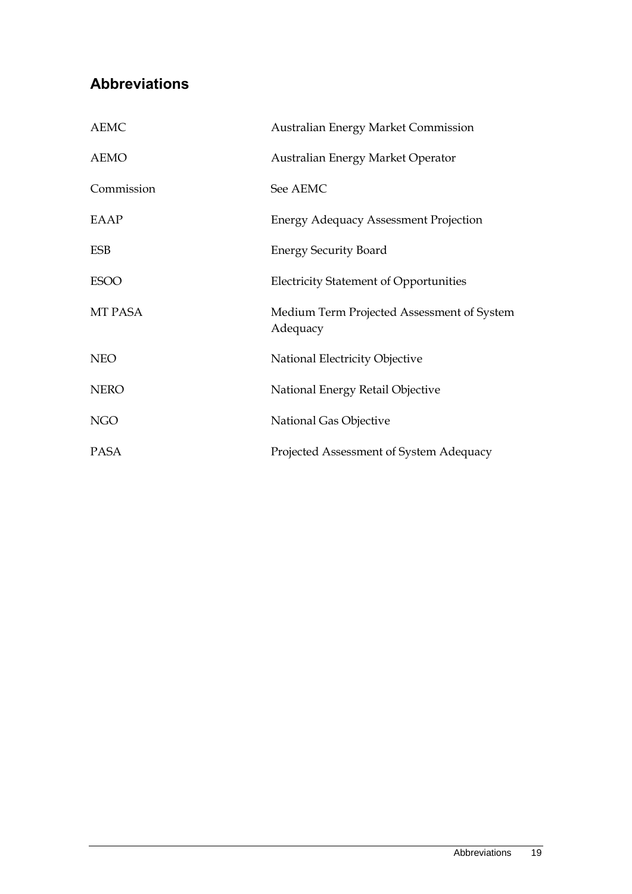## Abbreviations

| | |
|---|---|
| AEMC | Australian Energy Market Commission |
| AEMO | Australian Energy Market Operator |
| Commission | See AEMC |
| EAAP | Energy Adequacy Assessment Projection |
| ESB | Energy Security Board |
| ESOO | Electricity Statement of Opportunities |
| MT PASA | Medium Term Projected Assessment of System Adequacy |
| NEO | National Electricity Objective |
| NERO | National Energy Retail Objective |
| NGO | National Gas Objective |
| PASA | Projected Assessment of System Adequacy |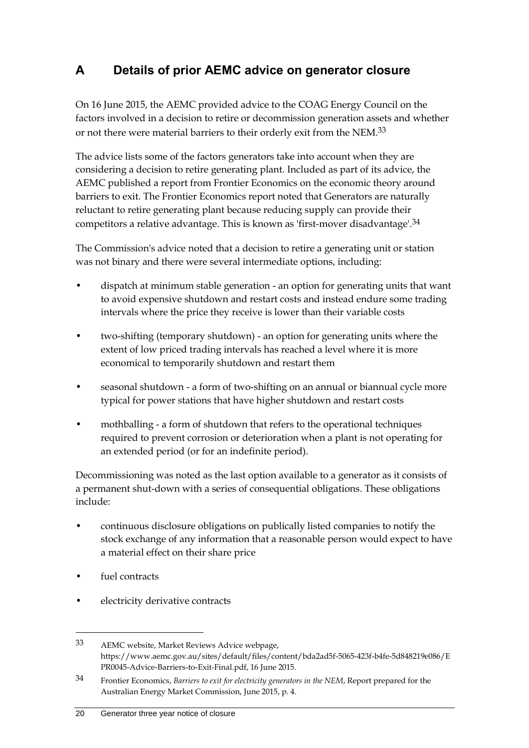# A Details of prior AEMC advice on generator closure

On 16 June 2015, the AEMC provided advice to the COAG Energy Council on the factors involved in a decision to retire or decommission generation assets and whether or not there were material barriers to their orderly exit from the NEM.[33]

The advice lists some of the factors generators take into account when they are considering a decision to retire generating plant. Included as part of its advice, the AEMC published a report from Frontier Economics on the economic theory around barriers to exit. The Frontier Economics report noted that Generators are naturally reluctant to retire generating plant because reducing supply can provide their competitors a relative advantage. This is known as 'first-mover disadvantage'.[34]

The Commission's advice noted that a decision to retire a generating unit or station was not binary and there were several intermediate options, including:

- dispatch at minimum stable generation - an option for generating units that want to avoid expensive shutdown and restart costs and instead endure some trading intervals where the price they receive is lower than their variable costs
- two-shifting (temporary shutdown) - an option for generating units where the extent of low priced trading intervals has reached a level where it is more economical to temporarily shutdown and restart them
- seasonal shutdown - a form of two-shifting on an annual or biannual cycle more typical for power stations that have higher shutdown and restart costs
- mothballing - a form of shutdown that refers to the operational techniques required to prevent corrosion or deterioration when a plant is not operating for an extended period (or for an indefinite period).

Decommissioning was noted as the last option available to a generator as it consists of a permanent shut-down with a series of consequential obligations. These obligations include:

- continuous disclosure obligations on publically listed companies to notify the stock exchange of any information that a reasonable person would expect to have a material effect on their share price
- fuel contracts
- electricity derivative contracts

---

33 AEMC website, Market Reviews Advice webpage, https://www.aemc.gov.au/sites/default/files/content/bda2ad5f-5065-423f-b4fe-5d848219e086/EPR0045-Advice-Barriers-to-Exit-Final.pdf, 16 June 2015.

34 Frontier Economics, *Barriers to exit for electricity generators in the NEM*, Report prepared for the Australian Energy Market Commission, June 2015, p. 4.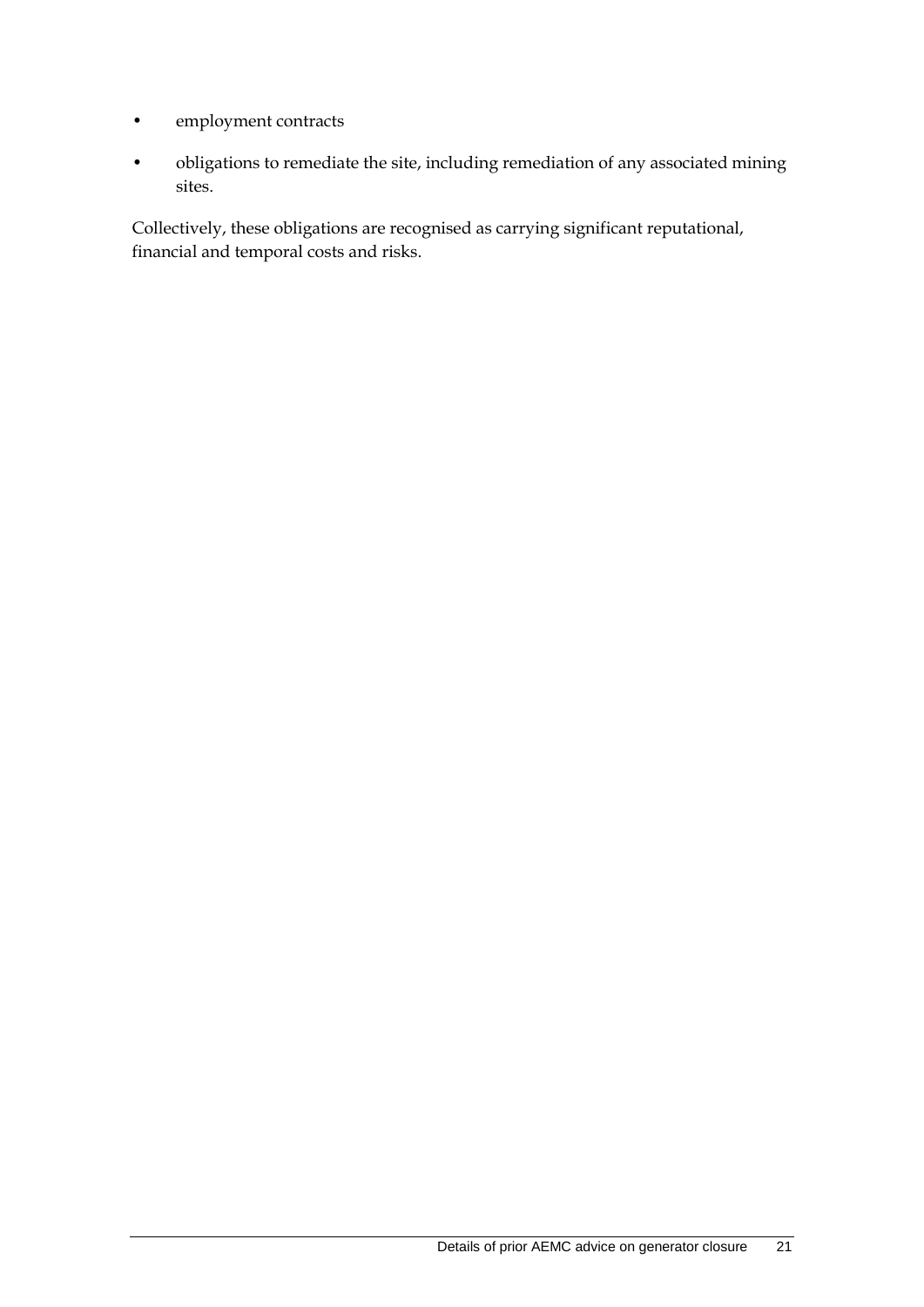- employment contracts
- obligations to remediate the site, including remediation of any associated mining sites.

Collectively, these obligations are recognised as carrying significant reputational, financial and temporal costs and risks.